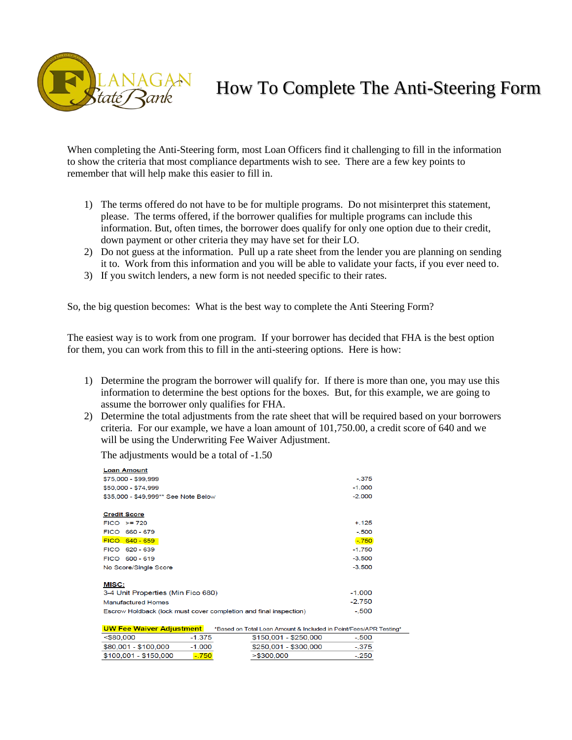# How To Complete The Anti-Steering Form

When completing the Anti-Steering form, most Loan Officers find it challenging to fill in the information to show the criteria that most compliance departments wish to see. There are a few key points to remember that will help make this easier to fill in.

1) The terms offered do not have to be for multiple programs. Do not misinterpret this statement, please. The terms offered, if the borrower qualifies for multiple programs can include this information. But, often times, the borrower does qualify for only one option due to their credit, down payment or other criteria they may have set for their LO.
2) Do not guess at the information. Pull up a rate sheet from the lender you are planning on sending it to. Work from this information and you will be able to validate your facts, if you ever need to.
3) If you switch lenders, a new form is not needed specific to their rates.

So, the big question becomes: What is the best way to complete the Anti Steering Form?

The easiest way is to work from one program. If your borrower has decided that FHA is the best option for them, you can work from this to fill in the anti-steering options. Here is how:

1) Determine the program the borrower will qualify for. If there is more than one, you may use this information to determine the best options for the boxes. But, for this example, we are going to assume the borrower only qualifies for FHA.
2) Determine the total adjustments from the rate sheet that will be required based on your borrowers criteria. For our example, we have a loan amount of 101,750.00, a credit score of 640 and we will be using the Underwriting Fee Waiver Adjustment.

   The adjustments would be a total of -1.50

| **Loan Amount** | |
|---|---|
| $75,000 - $99,999 | -.375 |
| $50,000 - $74,999 | -1.000 |
| $35,000 - $49,999** See Note Below | -2.000 |

| **Credit Score** | |
|---|---|
| FICO >= 720 | +.125 |
| FICO 660 - 679 | -.500 |
| FICO 640 - 659 | -.750 |
| FICO 620 - 639 | -1.750 |
| FICO 600 - 619 | -3.500 |
| No Score/Single Score | -3.500 |

| **MISC:** | |
|---|---|
| 3-4 Unit Properties (Min Fico 680) | -1.000 |
| Manufactured Homes | -2.750 |
| Escrow Holdback (lock must cover completion and final inspection) | -.500 |

**UW Fee Waiver Adjustment** *Based on Total Loan Amount & Included in Point/Fees/APR Testing*

| Loan Amount | Adjustment | Loan Amount | Adjustment |
|---|---|---|---|
| <$80,000 | -1.375 | $150,001 - $250,000 | -.500 |
| $80,001 - $100,000 | -1.000 | $250,001 - $300,000 | -.375 |
| $100,001 - $150,000 | -.750 | >$300,000 | -.250 |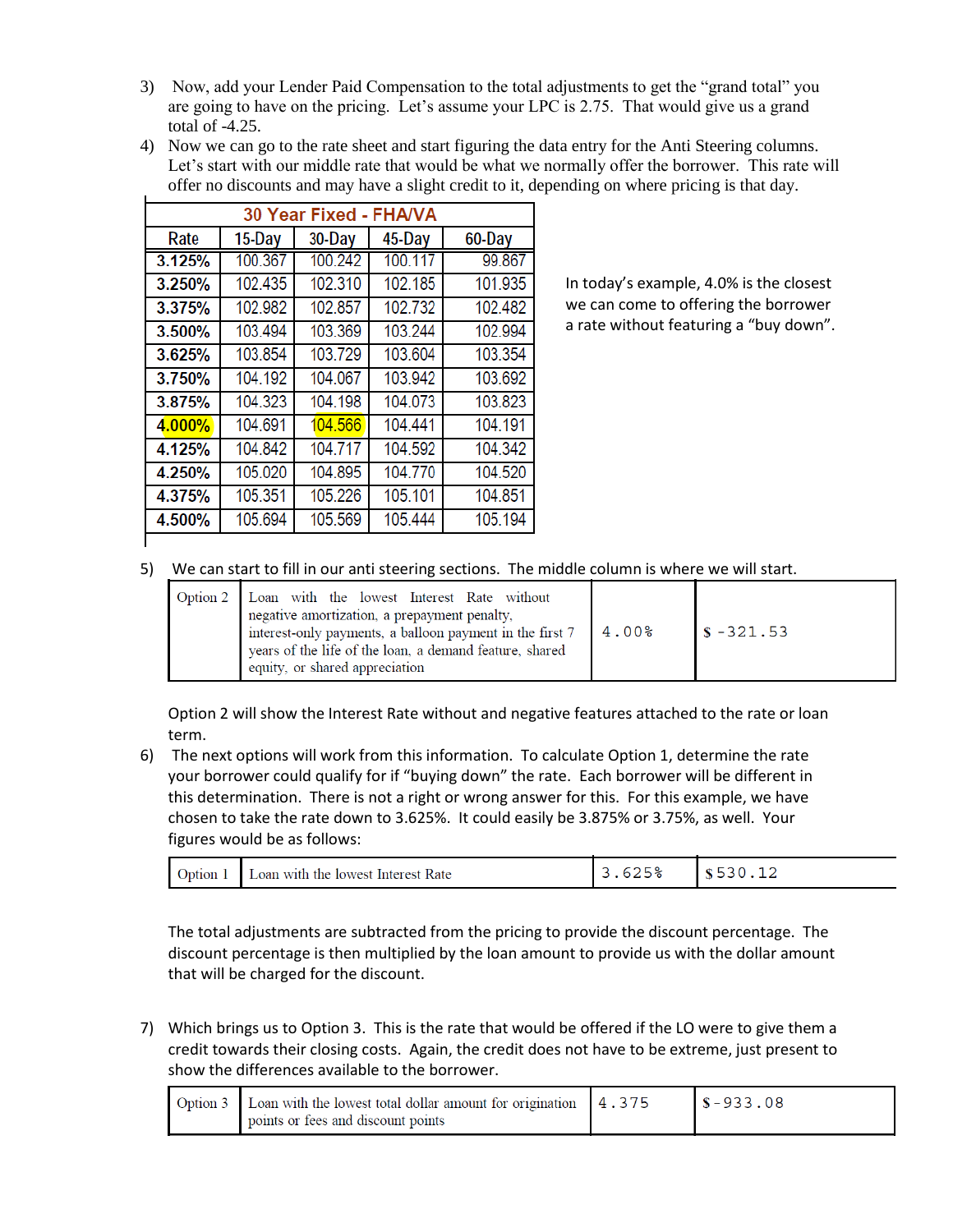3) Now, add your Lender Paid Compensation to the total adjustments to get the "grand total" you are going to have on the pricing. Let's assume your LPC is 2.75. That would give us a grand total of -4.25.

4) Now we can go to the rate sheet and start figuring the data entry for the Anti Steering columns. Let's start with our middle rate that would be what we normally offer the borrower. This rate will offer no discounts and may have a slight credit to it, depending on where pricing is that day.

| 30 Year Fixed - FHA/VA | | | | |
|---|---|---|---|---|
| **Rate** | **15-Day** | **30-Day** | **45-Day** | **60-Day** |
| **3.125%** | 100.367 | 100.242 | 100.117 | 99.867 |
| **3.250%** | 102.435 | 102.310 | 102.185 | 101.935 |
| **3.375%** | 102.982 | 102.857 | 102.732 | 102.482 |
| **3.500%** | 103.494 | 103.369 | 103.244 | 102.994 |
| **3.625%** | 103.854 | 103.729 | 103.604 | 103.354 |
| **3.750%** | 104.192 | 104.067 | 103.942 | 103.692 |
| **3.875%** | 104.323 | 104.198 | 104.073 | 103.823 |
| **4.000%** | 104.691 | 104.566 | 104.441 | 104.191 |
| **4.125%** | 104.842 | 104.717 | 104.592 | 104.342 |
| **4.250%** | 105.020 | 104.895 | 104.770 | 104.520 |
| **4.375%** | 105.351 | 105.226 | 105.101 | 104.851 |
| **4.500%** | 105.694 | 105.569 | 105.444 | 105.194 |

In today's example, 4.0% is the closest we can come to offering the borrower a rate without featuring a "buy down".

5) We can start to fill in our anti steering sections. The middle column is where we will start.

| Option 2 | Loan with the lowest Interest Rate without negative amortization, a prepayment penalty, interest-only payments, a balloon payment in the first 7 years of the life of the loan, a demand feature, shared equity, or shared appreciation | 4.00% | $ -321.53 |
|---|---|---|---|

Option 2 will show the Interest Rate without and negative features attached to the rate or loan term.

6) The next options will work from this information. To calculate Option 1, determine the rate your borrower could qualify for if "buying down" the rate. Each borrower will be different in this determination. There is not a right or wrong answer for this. For this example, we have chosen to take the rate down to 3.625%. It could easily be 3.875% or 3.75%, as well. Your figures would be as follows:

| Option 1 | Loan with the lowest Interest Rate | 3.625% | $530.12 |
|---|---|---|---|

The total adjustments are subtracted from the pricing to provide the discount percentage. The discount percentage is then multiplied by the loan amount to provide us with the dollar amount that will be charged for the discount.

7) Which brings us to Option 3. This is the rate that would be offered if the LO were to give them a credit towards their closing costs. Again, the credit does not have to be extreme, just present to show the differences available to the borrower.

| Option 3 | Loan with the lowest total dollar amount for origination points or fees and discount points | 4.375 | $-933.08 |
|---|---|---|---|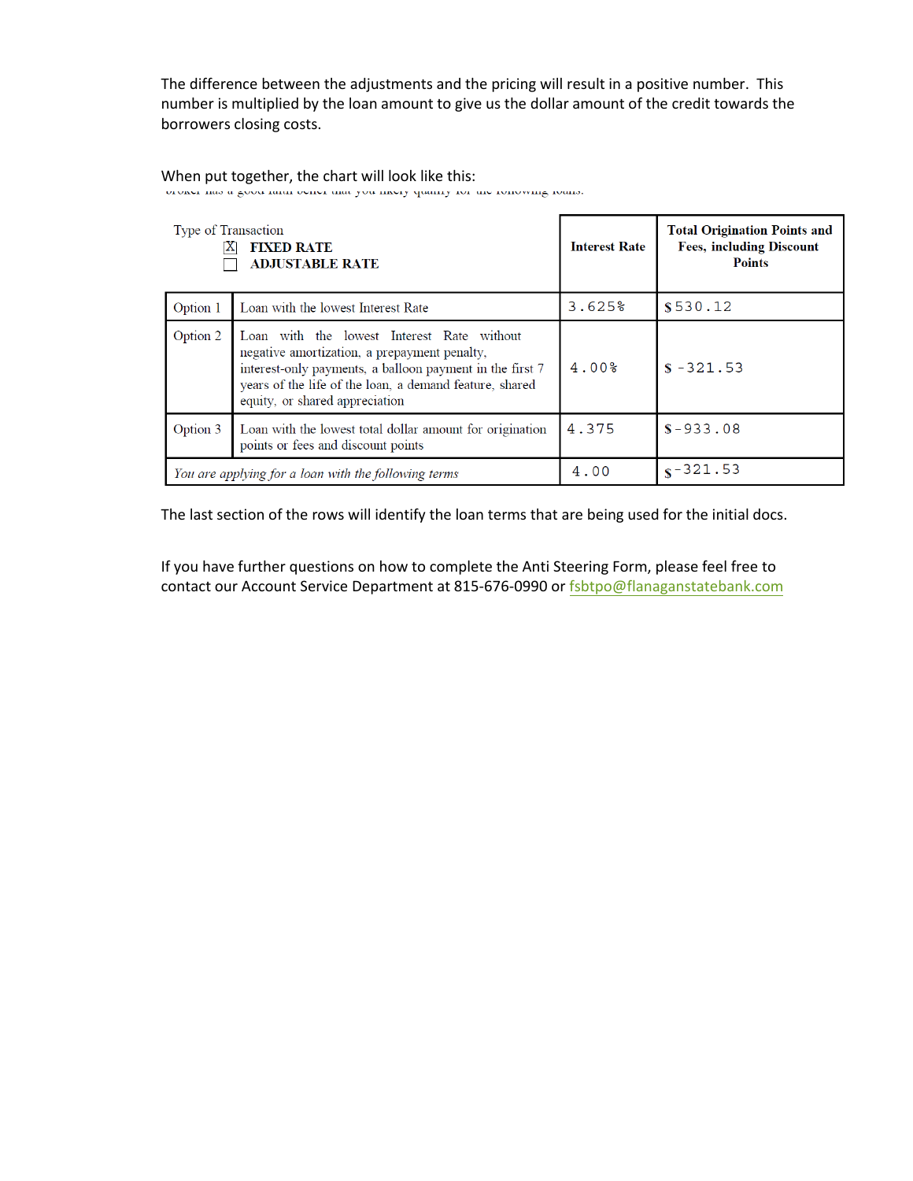The difference between the adjustments and the pricing will result in a positive number. This number is multiplied by the loan amount to give us the dollar amount of the credit towards the borrowers closing costs.

When put together, the chart will look like this:

| Type of Transaction<br>[X] FIXED RATE<br>[ ] ADJUSTABLE RATE | | Interest Rate | Total Origination Points and Fees, including Discount Points |
|---|---|---|---|
| Option 1 | Loan with the lowest Interest Rate | 3.625% | $530.12 |
| Option 2 | Loan with the lowest Interest Rate without negative amortization, a prepayment penalty, interest-only payments, a balloon payment in the first 7 years of the life of the loan, a demand feature, shared equity, or shared appreciation | 4.00% | $ -321.53 |
| Option 3 | Loan with the lowest total dollar amount for origination points or fees and discount points | 4.375 | $-933.08 |
| *You are applying for a loan with the following terms* | | 4.00 | $-321.53 |

The last section of the rows will identify the loan terms that are being used for the initial docs.

If you have further questions on how to complete the Anti Steering Form, please feel free to contact our Account Service Department at 815-676-0990 or fsbtpo@flanaganstatebank.com